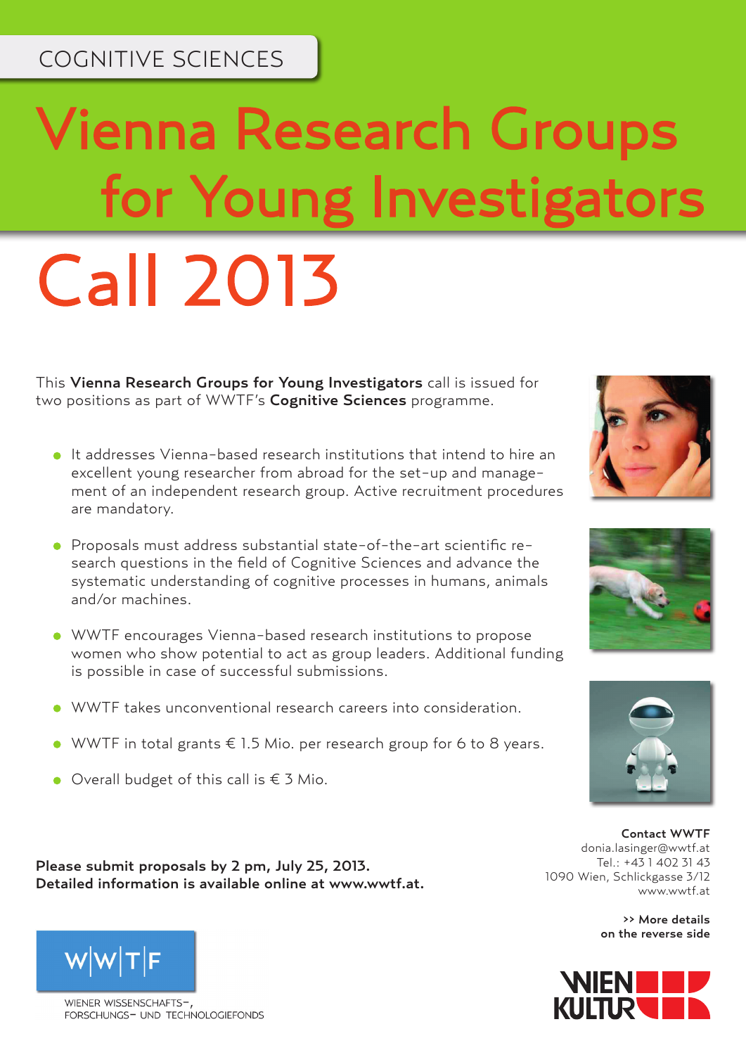COGNITIVE SCIENCES

# Vienna Research Groups for Young Investigators

# Call 2013

This **Vienna Research Groups for Young Investigators** call is issued for two positions as part of WWTF's **Cognitive Sciences** programme.

- It addresses Vienna-based research institutions that intend to hire an excellent young researcher from abroad for the set-up and management of an independent research group. Active recruitment procedures are mandatory.
- Proposals must address substantial state-of-the-art scientific research questions in the field of Cognitive Sciences and advance the systematic understanding of cognitive processes in humans, animals and/or machines.
- WWTF encourages Vienna-based research institutions to propose women who show potential to act as group leaders. Additional funding is possible in case of successful submissions.
- WWTF takes unconventional research careers into consideration.
- WWTF in total grants € 1.5 Mio. per research group for 6 to 8 years.
- Overall budget of this call is € 3 Mio.

**Please submit proposals by 2 pm, July 25, 2013.**
**Detailed information is available online at www.wwtf.at.**

**Contact WWTF**
donia.lasinger@wwtf.at
Tel.: +43 1 402 31 43
1090 Wien, Schlickgasse 3/12
www.wwtf.at

**>> More details on the reverse side**

W|W|T|F
WIENER WISSENSCHAFTS-, FORSCHUNGS- UND TECHNOLOGIEFONDS

WIEN KULTUR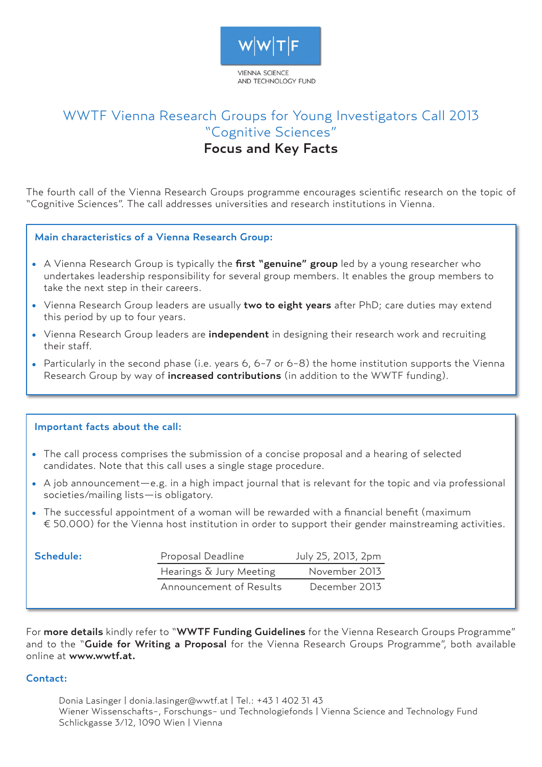WWTF

VIENNA SCIENCE AND TECHNOLOGY FUND

# WWTF Vienna Research Groups for Young Investigators Call 2013 "Cognitive Sciences"

## Focus and Key Facts

The fourth call of the Vienna Research Groups programme encourages scientific research on the topic of "Cognitive Sciences". The call addresses universities and research institutions in Vienna.

### Main characteristics of a Vienna Research Group:

- A Vienna Research Group is typically the **first "genuine" group** led by a young researcher who undertakes leadership responsibility for several group members. It enables the group members to take the next step in their careers.
- Vienna Research Group leaders are usually **two to eight years** after PhD; care duties may extend this period by up to four years.
- Vienna Research Group leaders are **independent** in designing their research work and recruiting their staff.
- Particularly in the second phase (i.e. years 6, 6-7 or 6-8) the home institution supports the Vienna Research Group by way of **increased contributions** (in addition to the WWTF funding).

### Important facts about the call:

- The call process comprises the submission of a concise proposal and a hearing of selected candidates. Note that this call uses a single stage procedure.
- A job announcement—e.g. in a high impact journal that is relevant for the topic and via professional societies/mailing lists—is obligatory.
- The successful appointment of a woman will be rewarded with a financial benefit (maximum € 50.000) for the Vienna host institution in order to support their gender mainstreaming activities.

**Schedule:**

| | |
|---|---|
| Proposal Deadline | July 25, 2013, 2pm |
| Hearings & Jury Meeting | November 2013 |
| Announcement of Results | December 2013 |

For **more details** kindly refer to "**WWTF Funding Guidelines** for the Vienna Research Groups Programme" and to the "**Guide for Writing a Proposal** for the Vienna Research Groups Programme", both available online at **www.wwtf.at.**

### Contact:

Donia Lasinger | donia.lasinger@wwtf.at | Tel.: +43 1 402 31 43
Wiener Wissenschafts-, Forschungs- und Technologiefonds | Vienna Science and Technology Fund
Schlickgasse 3/12, 1090 Wien | Vienna